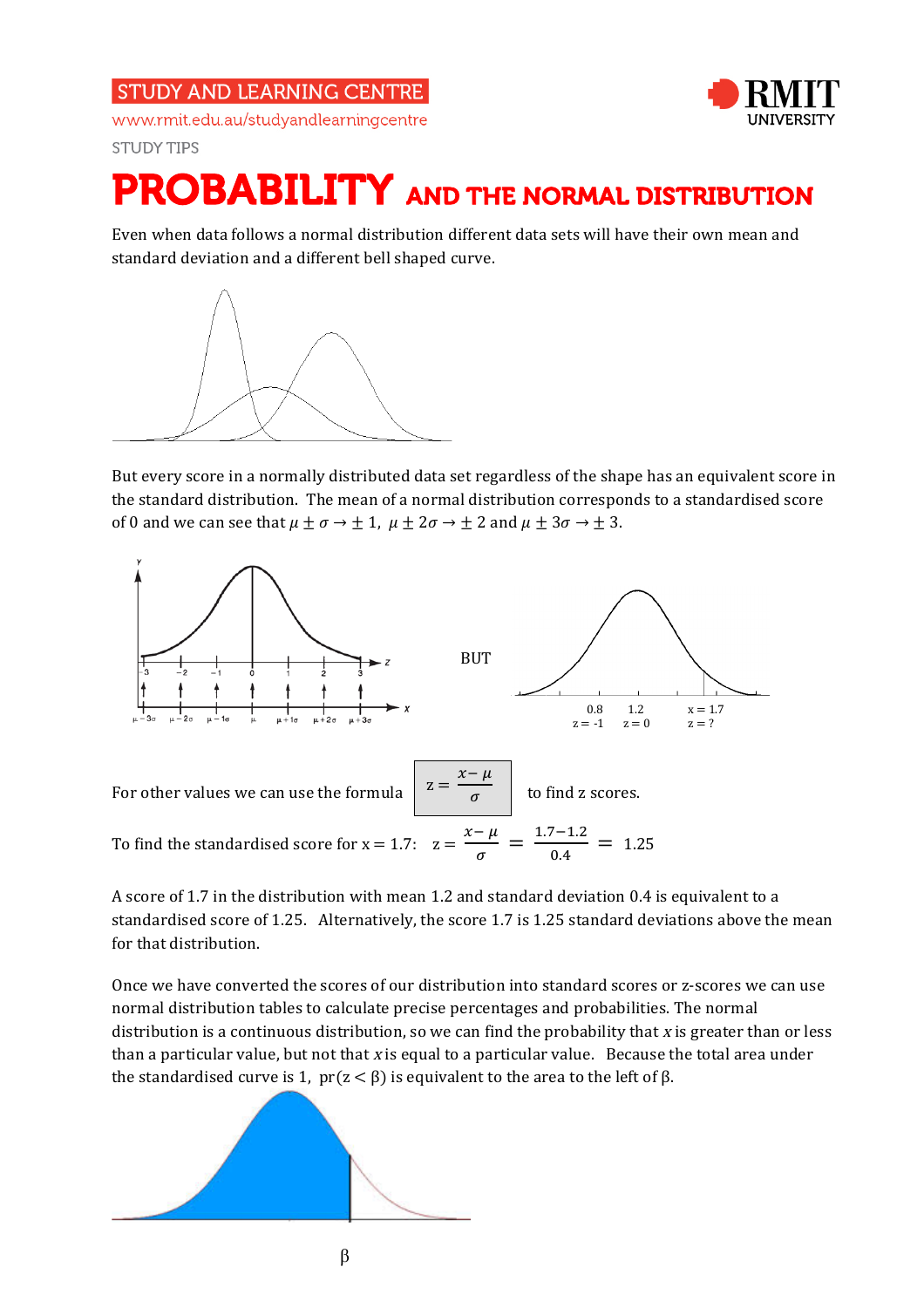STUDY AND LEARNING CENTRE

www.rmit.edu.au/studyandlearningcentre

STUDY TIPS

# PROBABILITY AND THE NORMAL DISTRIBUTION

Even when data follows a normal distribution different data sets will have their own mean and standard deviation and a different bell shaped curve.

But every score in a normally distributed data set regardless of the shape has an equivalent score in the standard distribution. The mean of a normal distribution corresponds to a standardised score of 0 and we can see that $\mu \pm \sigma \rightarrow \pm 1$, $\mu \pm 2\sigma \rightarrow \pm 2$ and $\mu \pm 3\sigma \rightarrow \pm 3$.

BUT

0.8 z = -1 1.2 z = 0 x = 1.7 z = ?

For other values we can use the formula $z = \dfrac{x-\mu}{\sigma}$ to find z scores.

To find the standardised score for x = 1.7: $z = \dfrac{x-\mu}{\sigma} = \dfrac{1.7-1.2}{0.4} = 1.25$

A score of 1.7 in the distribution with mean 1.2 and standard deviation 0.4 is equivalent to a standardised score of 1.25. Alternatively, the score 1.7 is 1.25 standard deviations above the mean for that distribution.

Once we have converted the scores of our distribution into standard scores or z-scores we can use normal distribution tables to calculate precise percentages and probabilities. The normal distribution is a continuous distribution, so we can find the probability that $x$ is greater than or less than a particular value, but not that $x$ is equal to a particular value. Because the total area under the standardised curve is 1, $\text{pr}(z < \beta)$ is equivalent to the area to the left of $\beta$.

$\beta$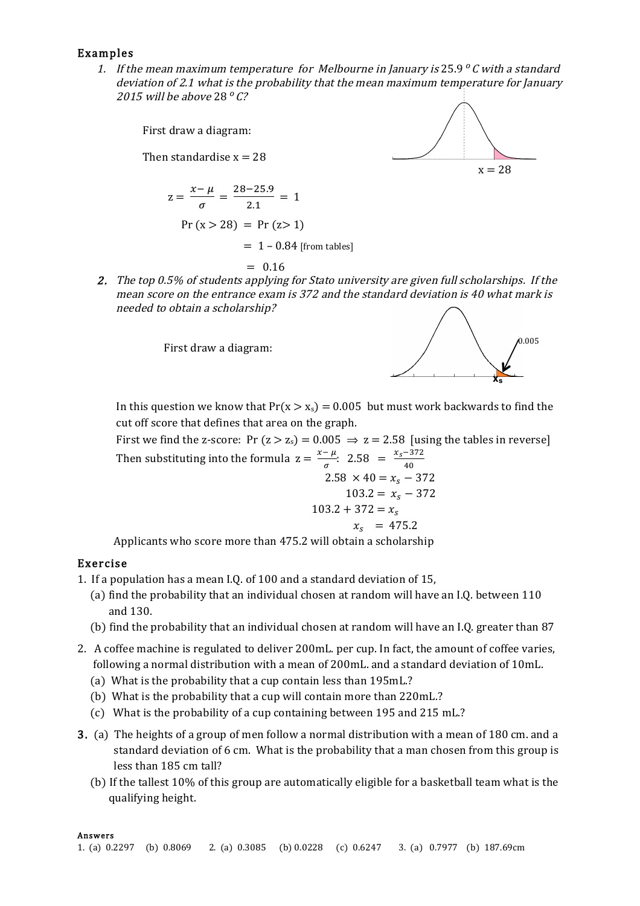## Examples

1. *If the mean maximum temperature for Melbourne in January is* $25.9\ ^oC$ *with a standard deviation of 2.1 what is the probability that the mean maximum temperature for January 2015 will be above* $28\ ^oC$*?*

   First draw a diagram:

   x = 28

   Then standardise x = 28

   $$z = \frac{x - \mu}{\sigma} = \frac{28 - 25.9}{2.1} = 1$$

   $$\Pr(x > 28) = \Pr(z > 1)$$

   $$= 1 - 0.84 \text{ [from tables]}$$

   $$= 0.16$$

2. *The top 0.5% of students applying for Stato university are given full scholarships. If the mean score on the entrance exam is 372 and the standard deviation is 40 what mark is needed to obtain a scholarship?*

   First draw a diagram:

   0.005

   $x_s$

   In this question we know that $\Pr(x > x_s) = 0.005$ but must work backwards to find the cut off score that defines that area on the graph.

   First we find the z-score: $\Pr(z > z_s) = 0.005 \Rightarrow z = 2.58$ [using the tables in reverse]

   Then substituting into the formula $z = \frac{x - \mu}{\sigma}$: $2.58 = \frac{x_s - 372}{40}$

   $$2.58 \times 40 = x_s - 372$$

   $$103.2 = x_s - 372$$

   $$103.2 + 372 = x_s$$

   $$x_s = 475.2$$

   Applicants who score more than 475.2 will obtain a scholarship

## Exercise

1. If a population has a mean I.Q. of 100 and a standard deviation of 15,
   (a) find the probability that an individual chosen at random will have an I.Q. between 110 and 130.
   (b) find the probability that an individual chosen at random will have an I.Q. greater than 87

2. A coffee machine is regulated to deliver 200mL. per cup. In fact, the amount of coffee varies, following a normal distribution with a mean of 200mL. and a standard deviation of 10mL.
   (a) What is the probability that a cup contain less than 195mL.?
   (b) What is the probability that a cup will contain more than 220mL.?
   (c) What is the probability of a cup containing between 195 and 215 mL.?

3. (a) The heights of a group of men follow a normal distribution with a mean of 180 cm. and a standard deviation of 6 cm. What is the probability that a man chosen from this group is less than 185 cm tall?
   (b) If the tallest 10% of this group are automatically eligible for a basketball team what is the qualifying height.

**Answers**

1. (a) 0.2297 (b) 0.8069  2. (a) 0.3085 (b) 0.0228 (c) 0.6247  3. (a) 0.7977 (b) 187.69cm